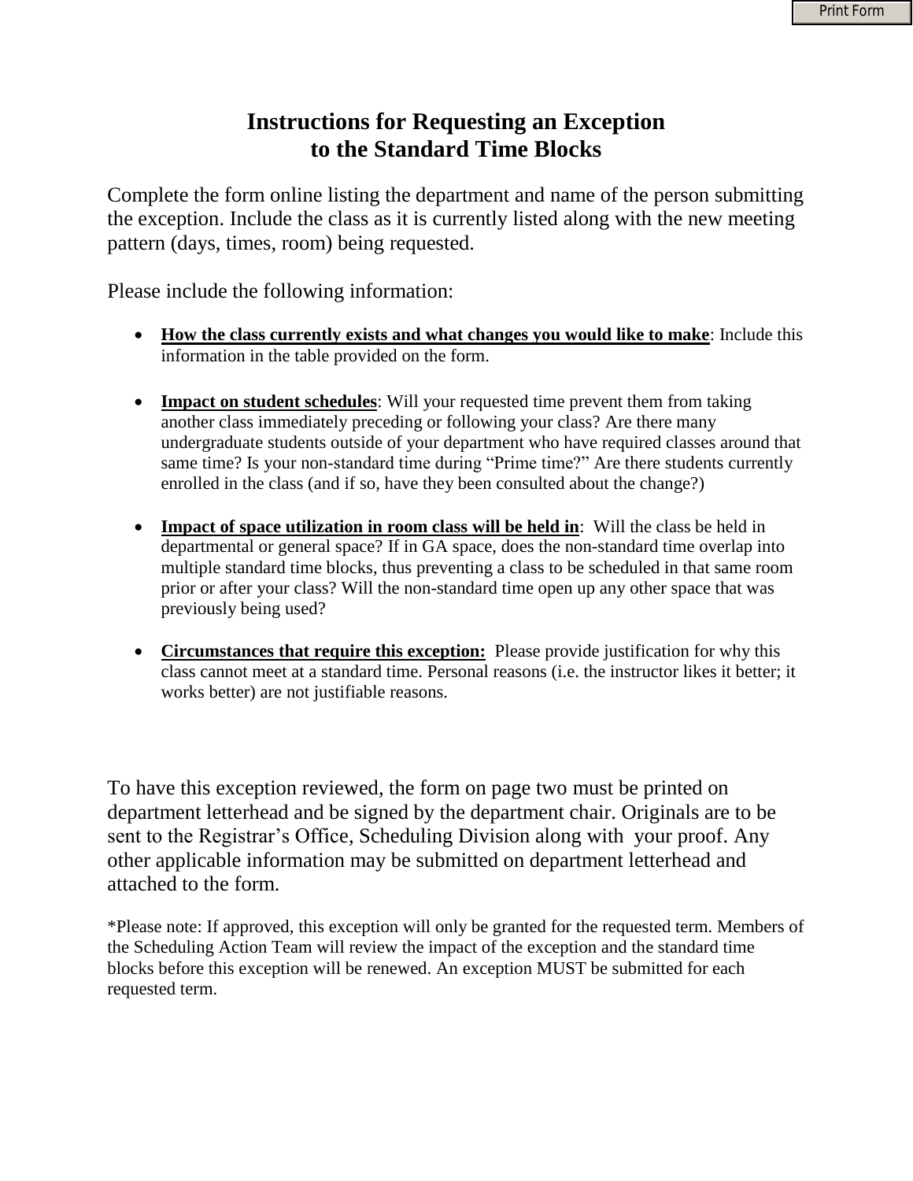# Instructions for Requesting an Exception to the Standard Time Blocks

Complete the form online listing the department and name of the person submitting the exception. Include the class as it is currently listed along with the new meeting pattern (days, times, room) being requested.

Please include the following information:

- **How the class currently exists and what changes you would like to make**: Include this information in the table provided on the form.

- **Impact on student schedules**: Will your requested time prevent them from taking another class immediately preceding or following your class? Are there many undergraduate students outside of your department who have required classes around that same time? Is your non-standard time during "Prime time?" Are there students currently enrolled in the class (and if so, have they been consulted about the change?)

- **Impact of space utilization in room class will be held in**: Will the class be held in departmental or general space? If in GA space, does the non-standard time overlap into multiple standard time blocks, thus preventing a class to be scheduled in that same room prior or after your class? Will the non-standard time open up any other space that was previously being used?

- **Circumstances that require this exception:** Please provide justification for why this class cannot meet at a standard time. Personal reasons (i.e. the instructor likes it better; it works better) are not justifiable reasons.

To have this exception reviewed, the form on page two must be printed on department letterhead and be signed by the department chair. Originals are to be sent to the Registrar's Office, Scheduling Division along with your proof. Any other applicable information may be submitted on department letterhead and attached to the form.

*Please note: If approved, this exception will only be granted for the requested term. Members of the Scheduling Action Team will review the impact of the exception and the standard time blocks before this exception will be renewed. An exception MUST be submitted for each requested term.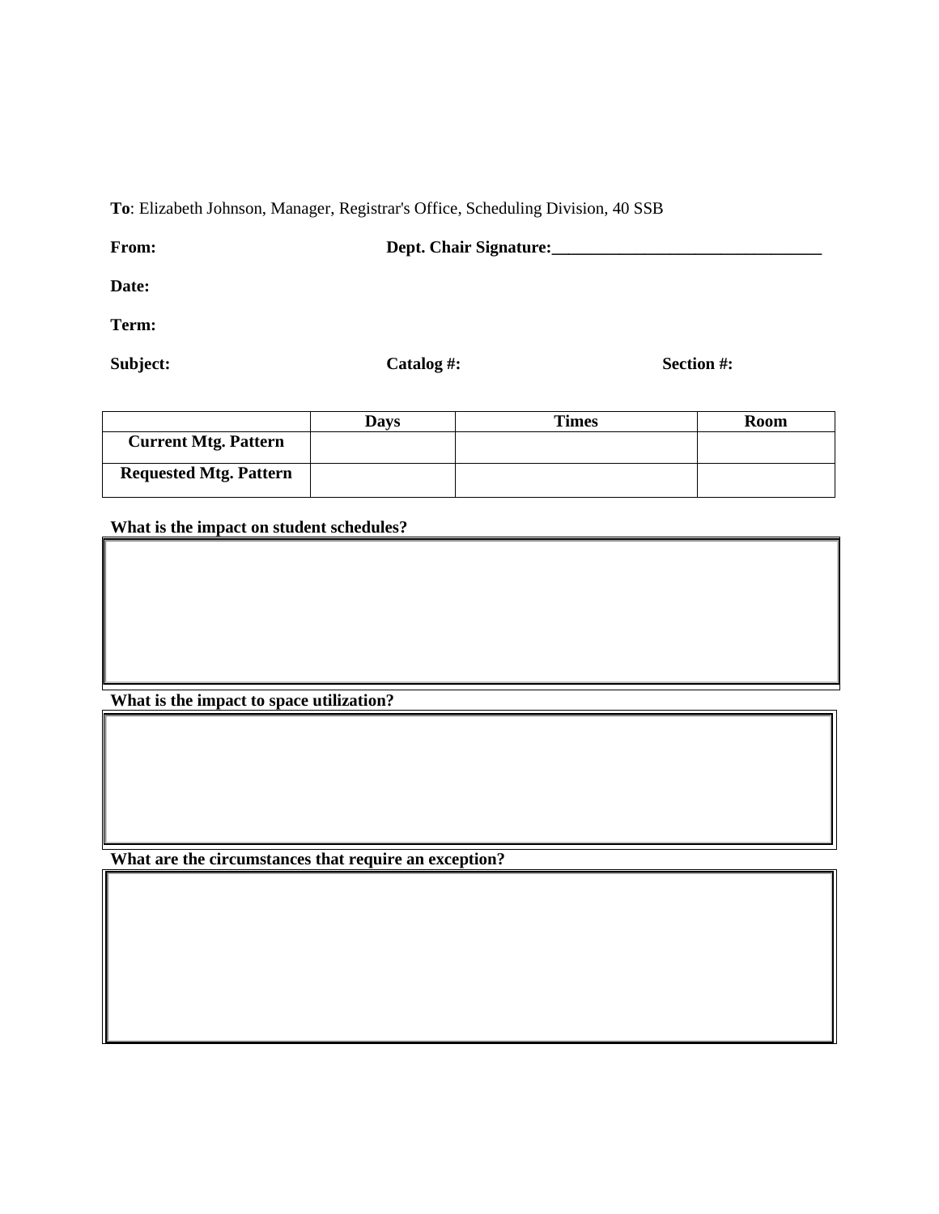**To**: Elizabeth Johnson, Manager, Registrar's Office, Scheduling Division, 40 SSB

**From:** **Dept. Chair Signature:**________________________________

**Date:**

**Term:**

**Subject:** **Catalog #:** **Section #:**

| | Days | Times | Room |
|---|---|---|---|
| **Current Mtg. Pattern** | | | |
| **Requested Mtg. Pattern** | | | |

**What is the impact on student schedules?**

**What is the impact to space utilization?**

**What are the circumstances that require an exception?**